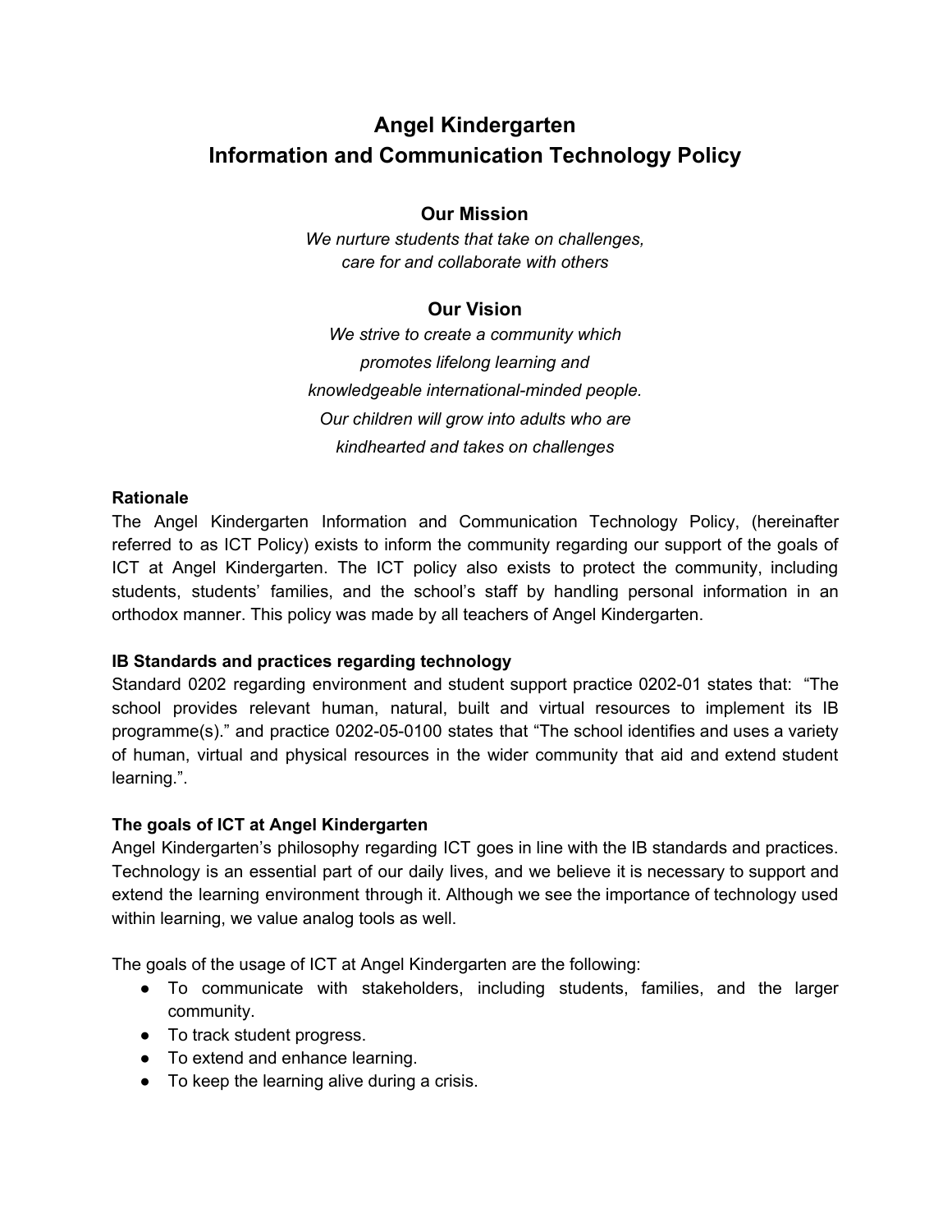# Angel Kindergarten
# Information and Communication Technology Policy

### Our Mission

*We nurture students that take on challenges,*
*care for and collaborate with others*

### Our Vision

*We strive to create a community which*
*promotes lifelong learning and*
*knowledgeable international-minded people.*
*Our children will grow into adults who are*
*kindhearted and takes on challenges*

**Rationale**

The Angel Kindergarten Information and Communication Technology Policy, (hereinafter referred to as ICT Policy) exists to inform the community regarding our support of the goals of ICT at Angel Kindergarten. The ICT policy also exists to protect the community, including students, students' families, and the school's staff by handling personal information in an orthodox manner. This policy was made by all teachers of Angel Kindergarten.

**IB Standards and practices regarding technology**

Standard 0202 regarding environment and student support practice 0202-01 states that: "The school provides relevant human, natural, built and virtual resources to implement its IB programme(s)." and practice 0202-05-0100 states that "The school identifies and uses a variety of human, virtual and physical resources in the wider community that aid and extend student learning.".

**The goals of ICT at Angel Kindergarten**

Angel Kindergarten's philosophy regarding ICT goes in line with the IB standards and practices. Technology is an essential part of our daily lives, and we believe it is necessary to support and extend the learning environment through it. Although we see the importance of technology used within learning, we value analog tools as well.

The goals of the usage of ICT at Angel Kindergarten are the following:

- To communicate with stakeholders, including students, families, and the larger community.
- To track student progress.
- To extend and enhance learning.
- To keep the learning alive during a crisis.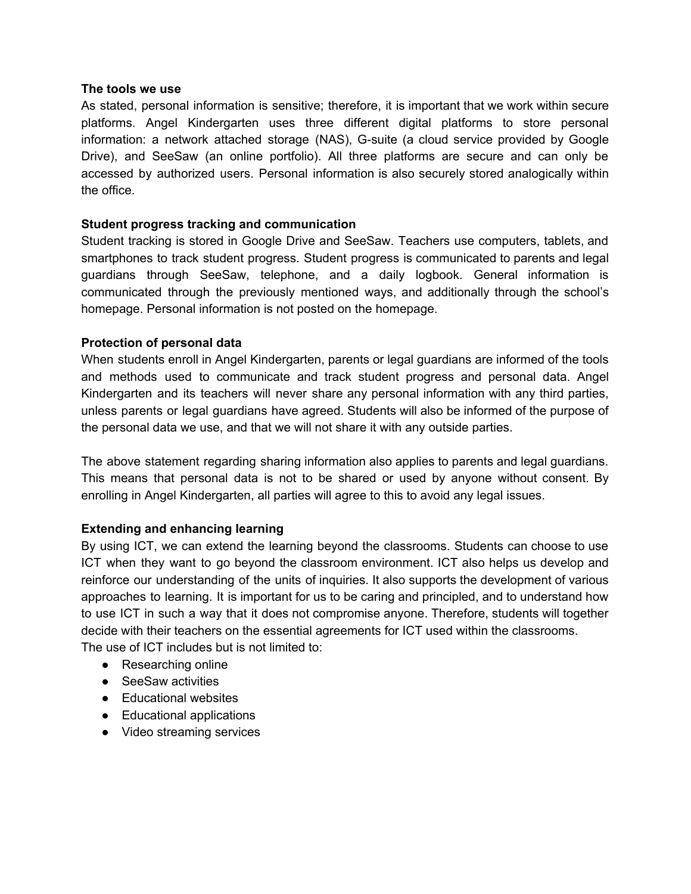**The tools we use**

As stated, personal information is sensitive; therefore, it is important that we work within secure platforms. Angel Kindergarten uses three different digital platforms to store personal information: a network attached storage (NAS), G-suite (a cloud service provided by Google Drive), and SeeSaw (an online portfolio). All three platforms are secure and can only be accessed by authorized users. Personal information is also securely stored analogically within the office.

**Student progress tracking and communication**

Student tracking is stored in Google Drive and SeeSaw. Teachers use computers, tablets, and smartphones to track student progress. Student progress is communicated to parents and legal guardians through SeeSaw, telephone, and a daily logbook. General information is communicated through the previously mentioned ways, and additionally through the school's homepage. Personal information is not posted on the homepage.

**Protection of personal data**

When students enroll in Angel Kindergarten, parents or legal guardians are informed of the tools and methods used to communicate and track student progress and personal data. Angel Kindergarten and its teachers will never share any personal information with any third parties, unless parents or legal guardians have agreed. Students will also be informed of the purpose of the personal data we use, and that we will not share it with any outside parties.

The above statement regarding sharing information also applies to parents and legal guardians. This means that personal data is not to be shared or used by anyone without consent. By enrolling in Angel Kindergarten, all parties will agree to this to avoid any legal issues.

**Extending and enhancing learning**

By using ICT, we can extend the learning beyond the classrooms. Students can choose to use ICT when they want to go beyond the classroom environment. ICT also helps us develop and reinforce our understanding of the units of inquiries. It also supports the development of various approaches to learning. It is important for us to be caring and principled, and to understand how to use ICT in such a way that it does not compromise anyone. Therefore, students will together decide with their teachers on the essential agreements for ICT used within the classrooms.
The use of ICT includes but is not limited to:

- Researching online
- SeeSaw activities
- Educational websites
- Educational applications
- Video streaming services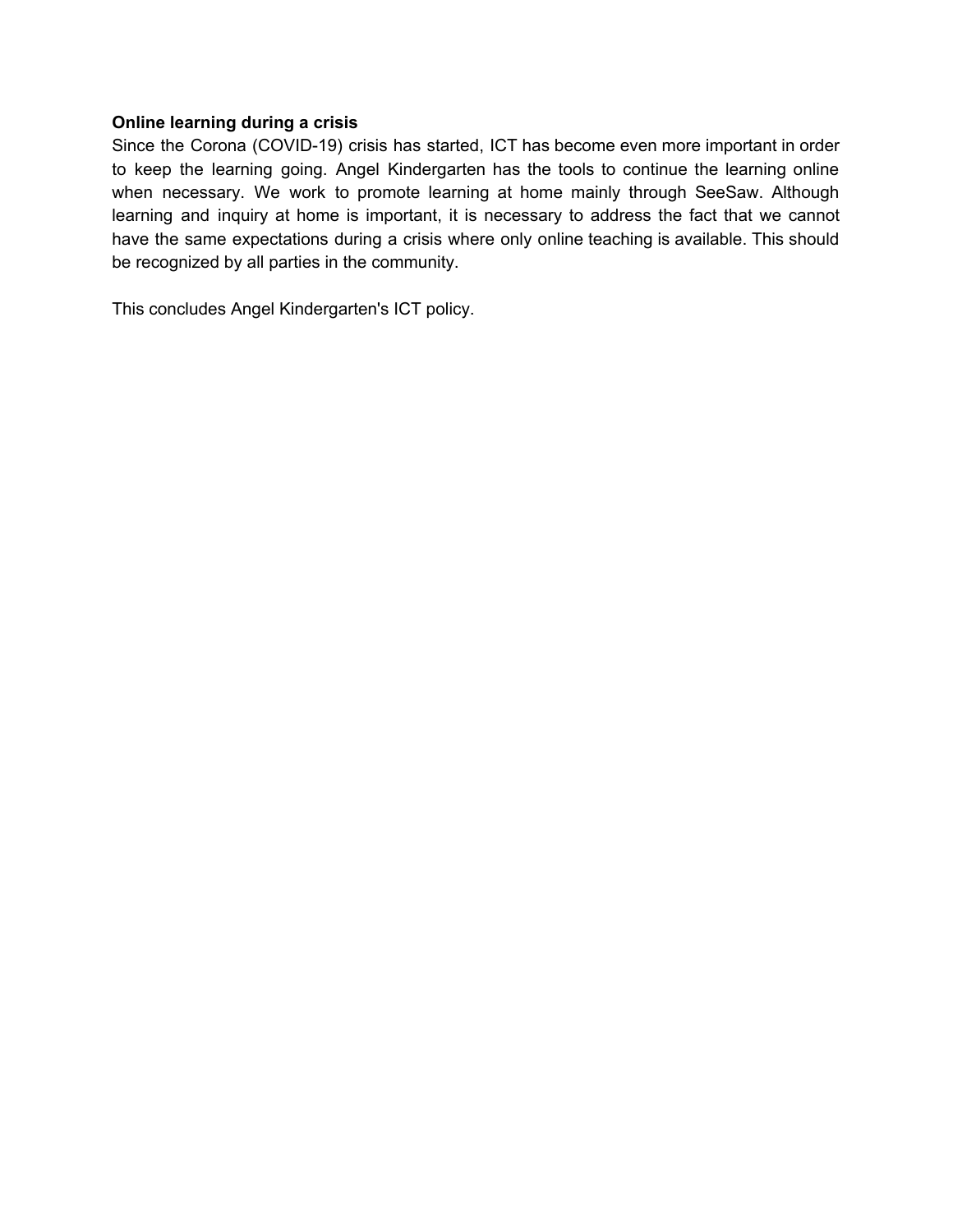**Online learning during a crisis**

Since the Corona (COVID-19) crisis has started, ICT has become even more important in order to keep the learning going. Angel Kindergarten has the tools to continue the learning online when necessary. We work to promote learning at home mainly through SeeSaw. Although learning and inquiry at home is important, it is necessary to address the fact that we cannot have the same expectations during a crisis where only online teaching is available. This should be recognized by all parties in the community.

This concludes Angel Kindergarten's ICT policy.